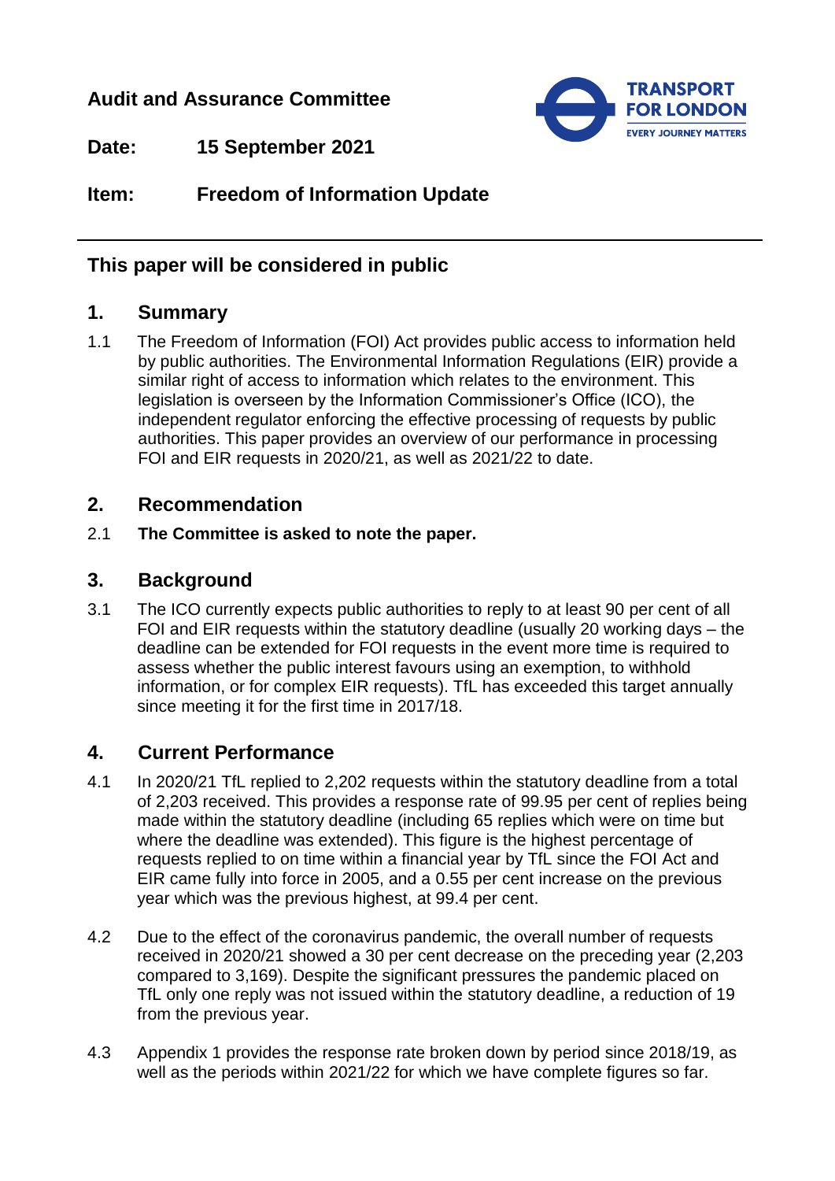**Audit and Assurance Committee**

**Date:** 15 September 2021

**Item:** Freedom of Information Update

---

## This paper will be considered in public

## 1. Summary

1.1 The Freedom of Information (FOI) Act provides public access to information held by public authorities. The Environmental Information Regulations (EIR) provide a similar right of access to information which relates to the environment. This legislation is overseen by the Information Commissioner's Office (ICO), the independent regulator enforcing the effective processing of requests by public authorities. This paper provides an overview of our performance in processing FOI and EIR requests in 2020/21, as well as 2021/22 to date.

## 2. Recommendation

2.1 **The Committee is asked to note the paper.**

## 3. Background

3.1 The ICO currently expects public authorities to reply to at least 90 per cent of all FOI and EIR requests within the statutory deadline (usually 20 working days – the deadline can be extended for FOI requests in the event more time is required to assess whether the public interest favours using an exemption, to withhold information, or for complex EIR requests). TfL has exceeded this target annually since meeting it for the first time in 2017/18.

## 4. Current Performance

4.1 In 2020/21 TfL replied to 2,202 requests within the statutory deadline from a total of 2,203 received. This provides a response rate of 99.95 per cent of replies being made within the statutory deadline (including 65 replies which were on time but where the deadline was extended). This figure is the highest percentage of requests replied to on time within a financial year by TfL since the FOI Act and EIR came fully into force in 2005, and a 0.55 per cent increase on the previous year which was the previous highest, at 99.4 per cent.

4.2 Due to the effect of the coronavirus pandemic, the overall number of requests received in 2020/21 showed a 30 per cent decrease on the preceding year (2,203 compared to 3,169). Despite the significant pressures the pandemic placed on TfL only one reply was not issued within the statutory deadline, a reduction of 19 from the previous year.

4.3 Appendix 1 provides the response rate broken down by period since 2018/19, as well as the periods within 2021/22 for which we have complete figures so far.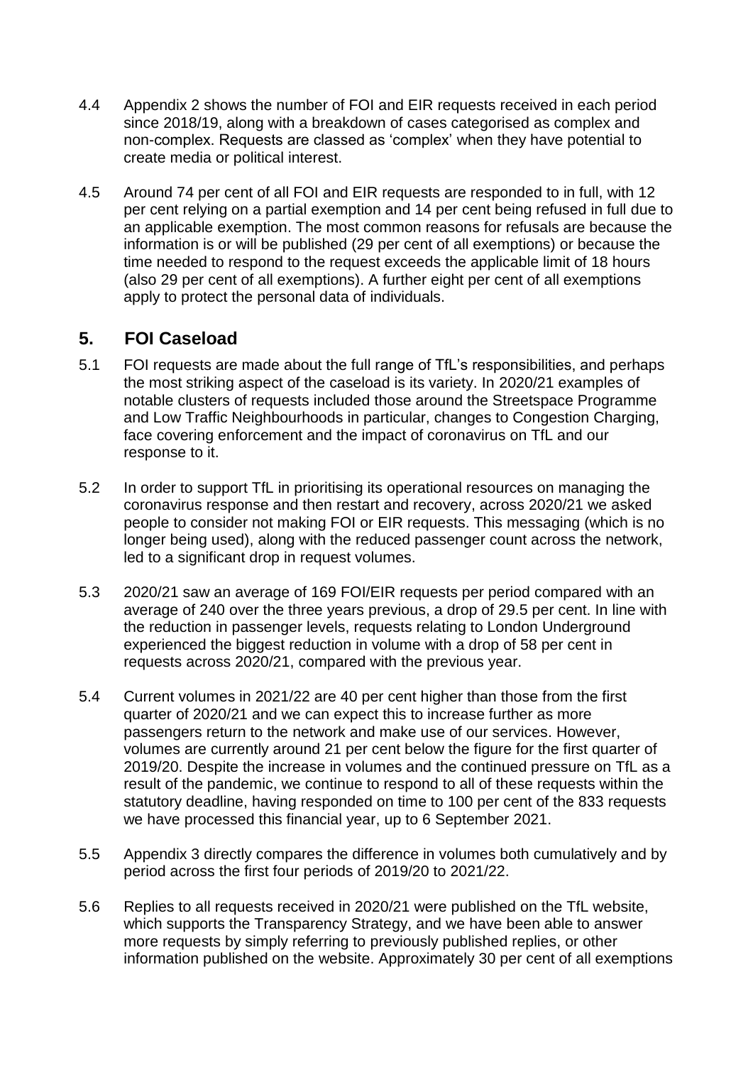4.4 Appendix 2 shows the number of FOI and EIR requests received in each period since 2018/19, along with a breakdown of cases categorised as complex and non-complex. Requests are classed as 'complex' when they have potential to create media or political interest.

4.5 Around 74 per cent of all FOI and EIR requests are responded to in full, with 12 per cent relying on a partial exemption and 14 per cent being refused in full due to an applicable exemption. The most common reasons for refusals are because the information is or will be published (29 per cent of all exemptions) or because the time needed to respond to the request exceeds the applicable limit of 18 hours (also 29 per cent of all exemptions). A further eight per cent of all exemptions apply to protect the personal data of individuals.

## 5. FOI Caseload

5.1 FOI requests are made about the full range of TfL's responsibilities, and perhaps the most striking aspect of the caseload is its variety. In 2020/21 examples of notable clusters of requests included those around the Streetspace Programme and Low Traffic Neighbourhoods in particular, changes to Congestion Charging, face covering enforcement and the impact of coronavirus on TfL and our response to it.

5.2 In order to support TfL in prioritising its operational resources on managing the coronavirus response and then restart and recovery, across 2020/21 we asked people to consider not making FOI or EIR requests. This messaging (which is no longer being used), along with the reduced passenger count across the network, led to a significant drop in request volumes.

5.3 2020/21 saw an average of 169 FOI/EIR requests per period compared with an average of 240 over the three years previous, a drop of 29.5 per cent. In line with the reduction in passenger levels, requests relating to London Underground experienced the biggest reduction in volume with a drop of 58 per cent in requests across 2020/21, compared with the previous year.

5.4 Current volumes in 2021/22 are 40 per cent higher than those from the first quarter of 2020/21 and we can expect this to increase further as more passengers return to the network and make use of our services. However, volumes are currently around 21 per cent below the figure for the first quarter of 2019/20. Despite the increase in volumes and the continued pressure on TfL as a result of the pandemic, we continue to respond to all of these requests within the statutory deadline, having responded on time to 100 per cent of the 833 requests we have processed this financial year, up to 6 September 2021.

5.5 Appendix 3 directly compares the difference in volumes both cumulatively and by period across the first four periods of 2019/20 to 2021/22.

5.6 Replies to all requests received in 2020/21 were published on the TfL website, which supports the Transparency Strategy, and we have been able to answer more requests by simply referring to previously published replies, or other information published on the website. Approximately 30 per cent of all exemptions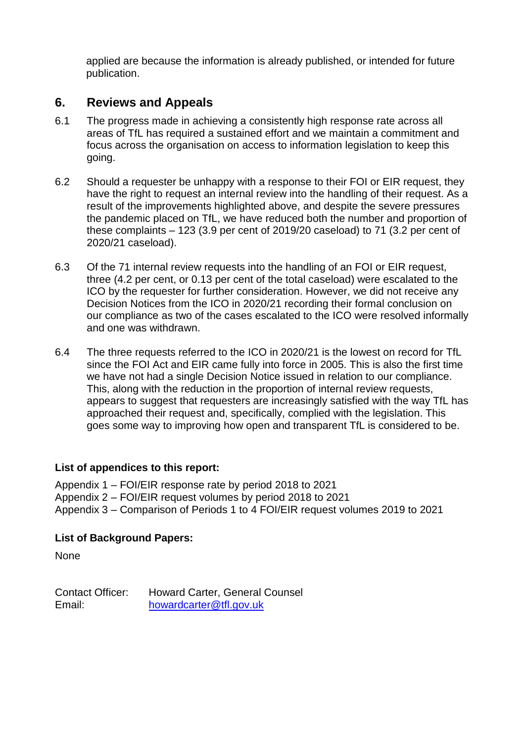applied are because the information is already published, or intended for future publication.

## 6. Reviews and Appeals

6.1 The progress made in achieving a consistently high response rate across all areas of TfL has required a sustained effort and we maintain a commitment and focus across the organisation on access to information legislation to keep this going.

6.2 Should a requester be unhappy with a response to their FOI or EIR request, they have the right to request an internal review into the handling of their request. As a result of the improvements highlighted above, and despite the severe pressures the pandemic placed on TfL, we have reduced both the number and proportion of these complaints – 123 (3.9 per cent of 2019/20 caseload) to 71 (3.2 per cent of 2020/21 caseload).

6.3 Of the 71 internal review requests into the handling of an FOI or EIR request, three (4.2 per cent, or 0.13 per cent of the total caseload) were escalated to the ICO by the requester for further consideration. However, we did not receive any Decision Notices from the ICO in 2020/21 recording their formal conclusion on our compliance as two of the cases escalated to the ICO were resolved informally and one was withdrawn.

6.4 The three requests referred to the ICO in 2020/21 is the lowest on record for TfL since the FOI Act and EIR came fully into force in 2005. This is also the first time we have not had a single Decision Notice issued in relation to our compliance. This, along with the reduction in the proportion of internal review requests, appears to suggest that requesters are increasingly satisfied with the way TfL has approached their request and, specifically, complied with the legislation. This goes some way to improving how open and transparent TfL is considered to be.

**List of appendices to this report:**

Appendix 1 – FOI/EIR response rate by period 2018 to 2021
Appendix 2 – FOI/EIR request volumes by period 2018 to 2021
Appendix 3 – Comparison of Periods 1 to 4 FOI/EIR request volumes 2019 to 2021

**List of Background Papers:**

None

Contact Officer: Howard Carter, General Counsel
Email: howardcarter@tfl.gov.uk